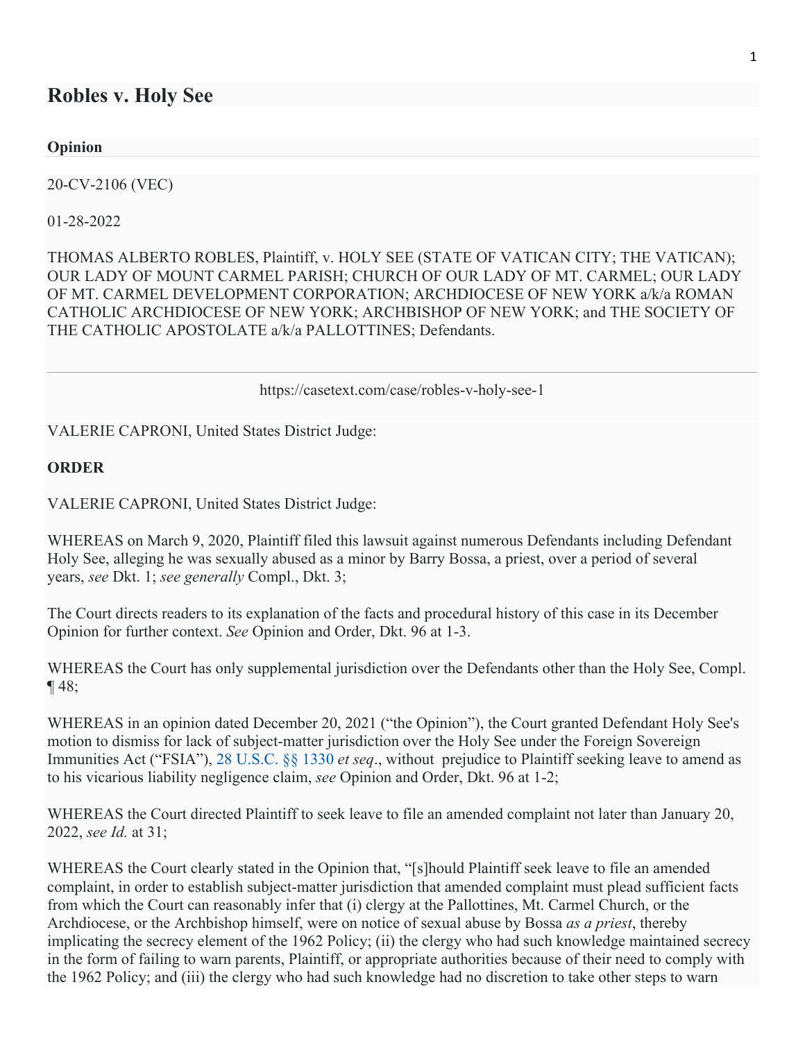# Robles v. Holy See

**Opinion**

20-CV-2106 (VEC)

01-28-2022

THOMAS ALBERTO ROBLES, Plaintiff, v. HOLY SEE (STATE OF VATICAN CITY; THE VATICAN); OUR LADY OF MOUNT CARMEL PARISH; CHURCH OF OUR LADY OF MT. CARMEL; OUR LADY OF MT. CARMEL DEVELOPMENT CORPORATION; ARCHDIOCESE OF NEW YORK a/k/a ROMAN CATHOLIC ARCHDIOCESE OF NEW YORK; ARCHBISHOP OF NEW YORK; and THE SOCIETY OF THE CATHOLIC APOSTOLATE a/k/a PALLOTTINES; Defendants.

---

https://casetext.com/case/robles-v-holy-see-1

VALERIE CAPRONI, United States District Judge:

**ORDER**

VALERIE CAPRONI, United States District Judge:

WHEREAS on March 9, 2020, Plaintiff filed this lawsuit against numerous Defendants including Defendant Holy See, alleging he was sexually abused as a minor by Barry Bossa, a priest, over a period of several years, *see* Dkt. 1; *see generally* Compl., Dkt. 3;

The Court directs readers to its explanation of the facts and procedural history of this case in its December Opinion for further context. *See* Opinion and Order, Dkt. 96 at 1-3.

WHEREAS the Court has only supplemental jurisdiction over the Defendants other than the Holy See, Compl. ¶ 48;

WHEREAS in an opinion dated December 20, 2021 ("the Opinion"), the Court granted Defendant Holy See's motion to dismiss for lack of subject-matter jurisdiction over the Holy See under the Foreign Sovereign Immunities Act ("FSIA"), 28 U.S.C. §§ 1330 *et seq*., without prejudice to Plaintiff seeking leave to amend as to his vicarious liability negligence claim, *see* Opinion and Order, Dkt. 96 at 1-2;

WHEREAS the Court directed Plaintiff to seek leave to file an amended complaint not later than January 20, 2022, *see Id.* at 31;

WHEREAS the Court clearly stated in the Opinion that, "[s]hould Plaintiff seek leave to file an amended complaint, in order to establish subject-matter jurisdiction that amended complaint must plead sufficient facts from which the Court can reasonably infer that (i) clergy at the Pallottines, Mt. Carmel Church, or the Archdiocese, or the Archbishop himself, were on notice of sexual abuse by Bossa *as a priest*, thereby implicating the secrecy element of the 1962 Policy; (ii) the clergy who had such knowledge maintained secrecy in the form of failing to warn parents, Plaintiff, or appropriate authorities because of their need to comply with the 1962 Policy; and (iii) the clergy who had such knowledge had no discretion to take other steps to warn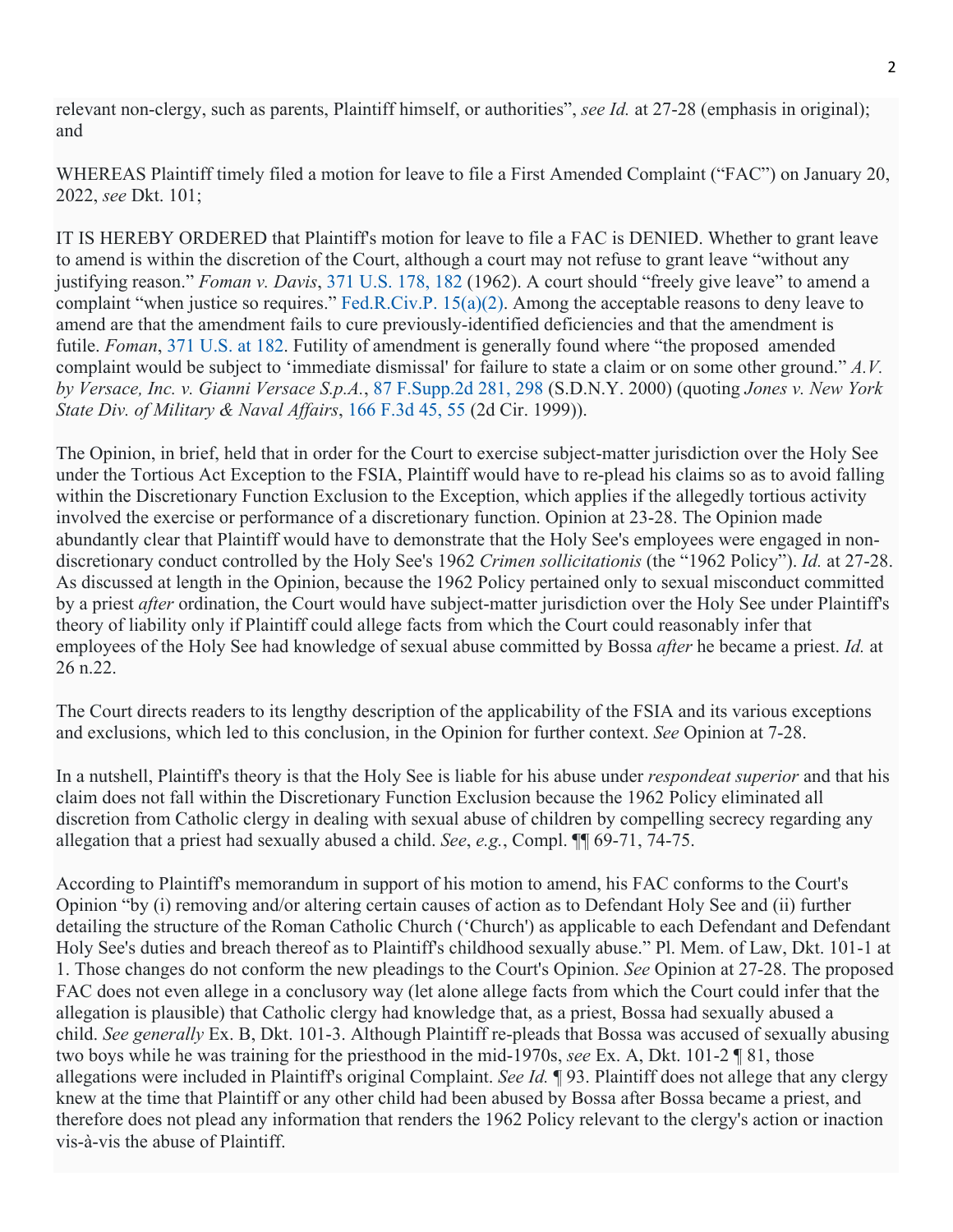relevant non-clergy, such as parents, Plaintiff himself, or authorities", *see Id.* at 27-28 (emphasis in original); and

WHEREAS Plaintiff timely filed a motion for leave to file a First Amended Complaint ("FAC") on January 20, 2022, *see* Dkt. 101;

IT IS HEREBY ORDERED that Plaintiff's motion for leave to file a FAC is DENIED. Whether to grant leave to amend is within the discretion of the Court, although a court may not refuse to grant leave "without any justifying reason." *Foman v. Davis*, 371 U.S. 178, 182 (1962). A court should "freely give leave" to amend a complaint "when justice so requires." Fed.R.Civ.P. 15(a)(2). Among the acceptable reasons to deny leave to amend are that the amendment fails to cure previously-identified deficiencies and that the amendment is futile. *Foman*, 371 U.S. at 182. Futility of amendment is generally found where "the proposed amended complaint would be subject to 'immediate dismissal' for failure to state a claim or on some other ground." *A.V. by Versace, Inc. v. Gianni Versace S.p.A.*, 87 F.Supp.2d 281, 298 (S.D.N.Y. 2000) (quoting *Jones v. New York State Div. of Military & Naval Affairs*, 166 F.3d 45, 55 (2d Cir. 1999)).

The Opinion, in brief, held that in order for the Court to exercise subject-matter jurisdiction over the Holy See under the Tortious Act Exception to the FSIA, Plaintiff would have to re-plead his claims so as to avoid falling within the Discretionary Function Exclusion to the Exception, which applies if the allegedly tortious activity involved the exercise or performance of a discretionary function. Opinion at 23-28. The Opinion made abundantly clear that Plaintiff would have to demonstrate that the Holy See's employees were engaged in non-discretionary conduct controlled by the Holy See's 1962 *Crimen sollicitationis* (the "1962 Policy"). *Id.* at 27-28. As discussed at length in the Opinion, because the 1962 Policy pertained only to sexual misconduct committed by a priest *after* ordination, the Court would have subject-matter jurisdiction over the Holy See under Plaintiff's theory of liability only if Plaintiff could allege facts from which the Court could reasonably infer that employees of the Holy See had knowledge of sexual abuse committed by Bossa *after* he became a priest. *Id.* at 26 n.22.

The Court directs readers to its lengthy description of the applicability of the FSIA and its various exceptions and exclusions, which led to this conclusion, in the Opinion for further context. *See* Opinion at 7-28.

In a nutshell, Plaintiff's theory is that the Holy See is liable for his abuse under *respondeat superior* and that his claim does not fall within the Discretionary Function Exclusion because the 1962 Policy eliminated all discretion from Catholic clergy in dealing with sexual abuse of children by compelling secrecy regarding any allegation that a priest had sexually abused a child. *See*, *e.g.*, Compl. ¶¶ 69-71, 74-75.

According to Plaintiff's memorandum in support of his motion to amend, his FAC conforms to the Court's Opinion "by (i) removing and/or altering certain causes of action as to Defendant Holy See and (ii) further detailing the structure of the Roman Catholic Church ('Church') as applicable to each Defendant and Defendant Holy See's duties and breach thereof as to Plaintiff's childhood sexually abuse." Pl. Mem. of Law, Dkt. 101-1 at 1. Those changes do not conform the new pleadings to the Court's Opinion. *See* Opinion at 27-28. The proposed FAC does not even allege in a conclusory way (let alone allege facts from which the Court could infer that the allegation is plausible) that Catholic clergy had knowledge that, as a priest, Bossa had sexually abused a child. *See generally* Ex. B, Dkt. 101-3. Although Plaintiff re-pleads that Bossa was accused of sexually abusing two boys while he was training for the priesthood in the mid-1970s, *see* Ex. A, Dkt. 101-2 ¶ 81, those allegations were included in Plaintiff's original Complaint. *See Id.* ¶ 93. Plaintiff does not allege that any clergy knew at the time that Plaintiff or any other child had been abused by Bossa after Bossa became a priest, and therefore does not plead any information that renders the 1962 Policy relevant to the clergy's action or inaction vis-à-vis the abuse of Plaintiff.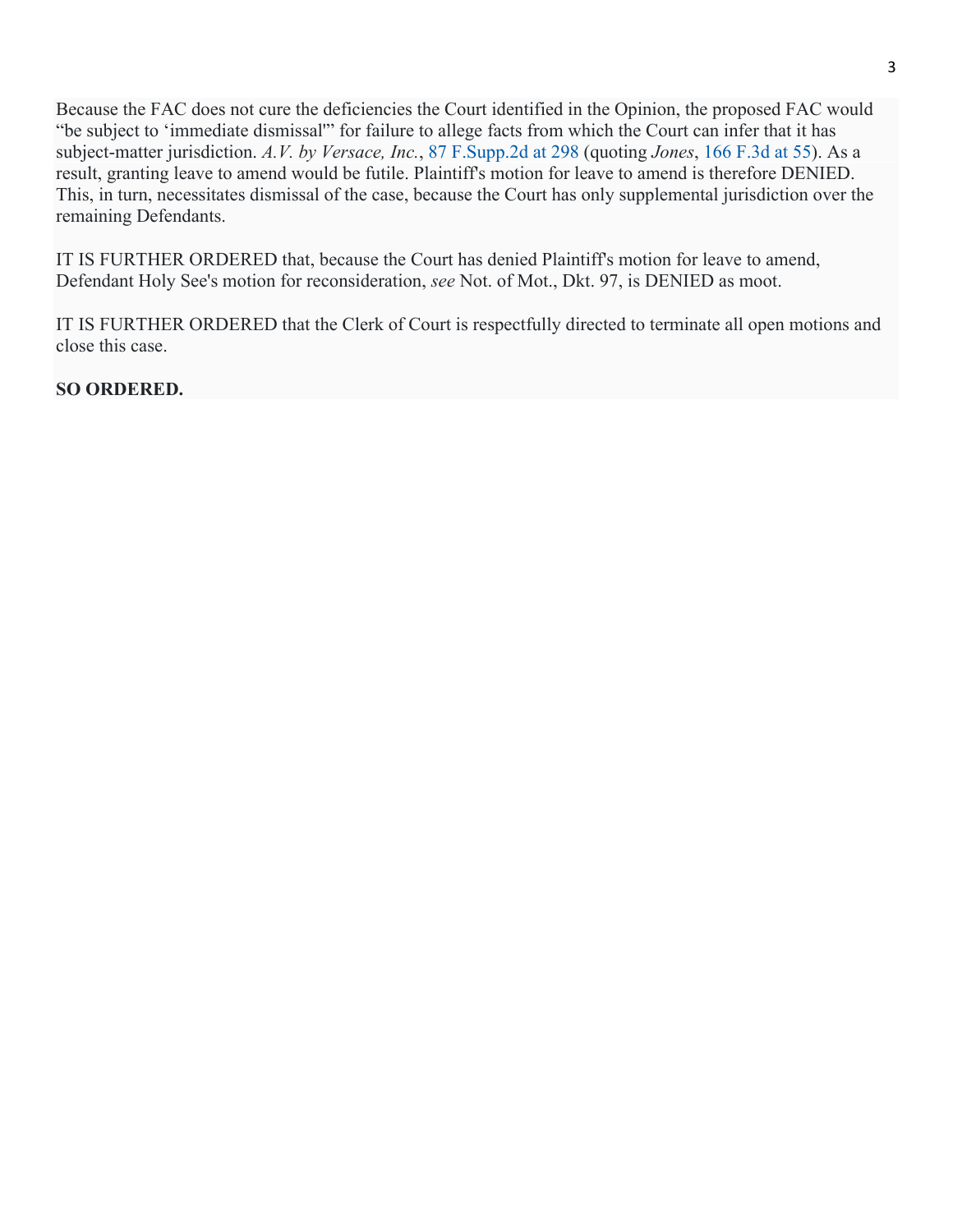Because the FAC does not cure the deficiencies the Court identified in the Opinion, the proposed FAC would "be subject to 'immediate dismissal'" for failure to allege facts from which the Court can infer that it has subject-matter jurisdiction. *A.V. by Versace, Inc.*, 87 F.Supp.2d at 298 (quoting *Jones*, 166 F.3d at 55). As a result, granting leave to amend would be futile. Plaintiff's motion for leave to amend is therefore DENIED. This, in turn, necessitates dismissal of the case, because the Court has only supplemental jurisdiction over the remaining Defendants.

IT IS FURTHER ORDERED that, because the Court has denied Plaintiff's motion for leave to amend, Defendant Holy See's motion for reconsideration, *see* Not. of Mot., Dkt. 97, is DENIED as moot.

IT IS FURTHER ORDERED that the Clerk of Court is respectfully directed to terminate all open motions and close this case.

**SO ORDERED.**